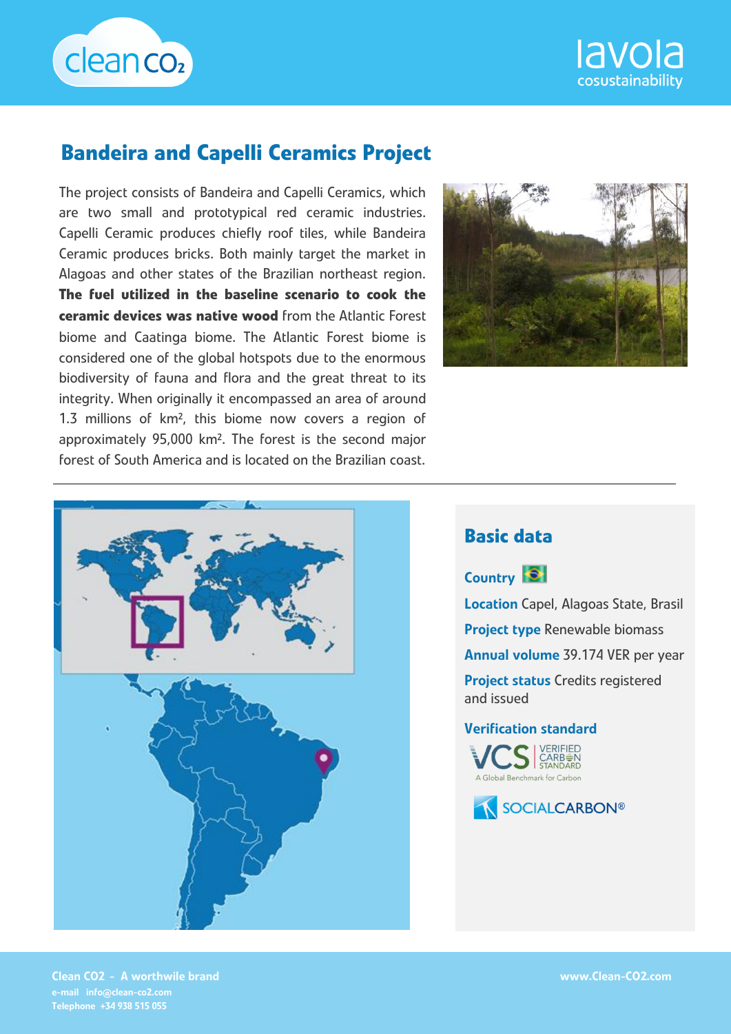# Bandeira and Capelli Ceramics Project

The project consists of Bandeira and Capelli Ceramics, which are two small and prototypical red ceramic industries. Capelli Ceramic produces chiefly roof tiles, while Bandeira Ceramic produces bricks. Both mainly target the market in Alagoas and other states of the Brazilian northeast region. **The fuel utilized in the baseline scenario to cook the ceramic devices was native wood** from the Atlantic Forest biome and Caatinga biome. The Atlantic Forest biome is considered one of the global hotspots due to the enormous biodiversity of fauna and flora and the great threat to its integrity. When originally it encompassed an area of around 1.3 millions of km², this biome now covers a region of approximately 95,000 km². The forest is the second major forest of South America and is located on the Brazilian coast.

## Basic data

**Country**

**Location** Capel, Alagoas State, Brasil

**Project type** Renewable biomass

**Annual volume** 39.174 VER per year

**Project status** Credits registered and issued

**Verification standard**

VCS Verified Carbon Standard – A Global Benchmark for Carbon

SOCIALCARBON®

**Clean CO2 - A worthwile brand**
e-mail info@clean-co2.com
Telephone +34 938 515 055

www.Clean-CO2.com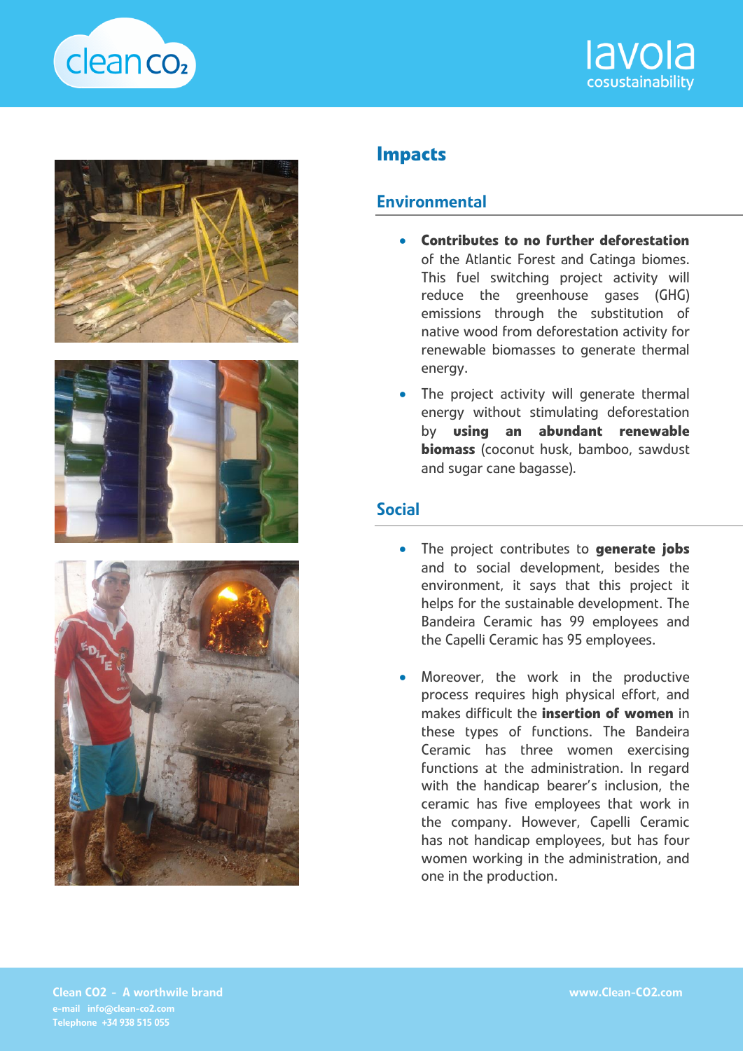## Impacts

### Environmental

- **Contributes to no further deforestation** of the Atlantic Forest and Catinga biomes. This fuel switching project activity will reduce the greenhouse gases (GHG) emissions through the substitution of native wood from deforestation activity for renewable biomasses to generate thermal energy.
- The project activity will generate thermal energy without stimulating deforestation by **using an abundant renewable biomass** (coconut husk, bamboo, sawdust and sugar cane bagasse).

### Social

- The project contributes to **generate jobs** and to social development, besides the environment, it says that this project it helps for the sustainable development. The Bandeira Ceramic has 99 employees and the Capelli Ceramic has 95 employees.
- Moreover, the work in the productive process requires high physical effort, and makes difficult the **insertion of women** in these types of functions. The Bandeira Ceramic has three women exercising functions at the administration. In regard with the handicap bearer's inclusion, the ceramic has five employees that work in the company. However, Capelli Ceramic has not handicap employees, but has four women working in the administration, and one in the production.